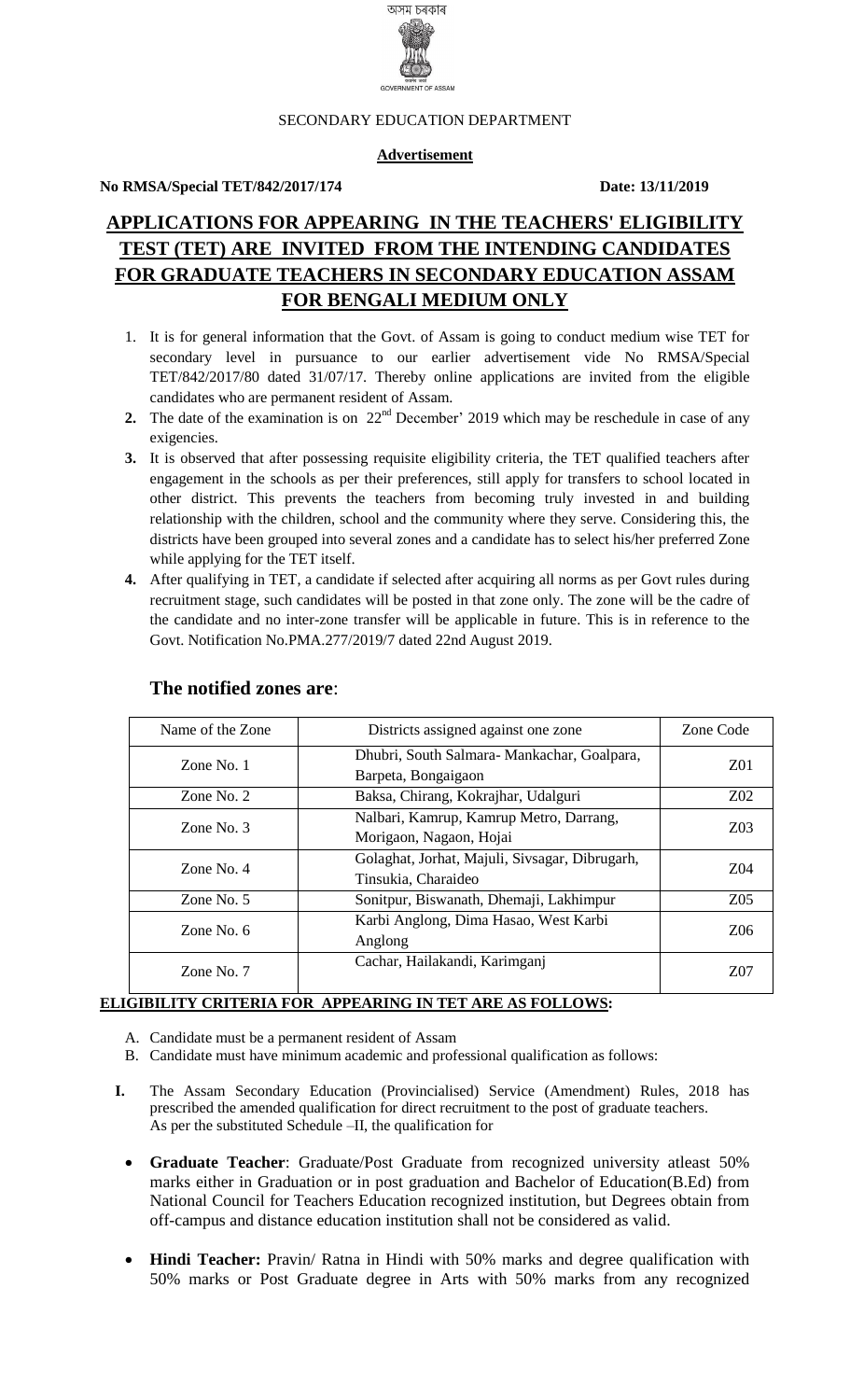অসম চৰকাৰ

GOVERNMENT OF ASSAM

SECONDARY EDUCATION DEPARTMENT

**Advertisement**

**No RMSA/Special TET/842/2017/174** **Date: 13/11/2019**

# APPLICATIONS FOR APPEARING IN THE TEACHERS' ELIGIBILITY TEST (TET) ARE INVITED FROM THE INTENDING CANDIDATES FOR GRADUATE TEACHERS IN SECONDARY EDUCATION ASSAM FOR BENGALI MEDIUM ONLY

1. It is for general information that the Govt. of Assam is going to conduct medium wise TET for secondary level in pursuance to our earlier advertisement vide No RMSA/Special TET/842/2017/80 dated 31/07/17. Thereby online applications are invited from the eligible candidates who are permanent resident of Assam.
2. The date of the examination is on 22nd December' 2019 which may be reschedule in case of any exigencies.
3. It is observed that after possessing requisite eligibility criteria, the TET qualified teachers after engagement in the schools as per their preferences, still apply for transfers to school located in other district. This prevents the teachers from becoming truly invested in and building relationship with the children, school and the community where they serve. Considering this, the districts have been grouped into several zones and a candidate has to select his/her preferred Zone while applying for the TET itself.
4. After qualifying in TET, a candidate if selected after acquiring all norms as per Govt rules during recruitment stage, such candidates will be posted in that zone only. The zone will be the cadre of the candidate and no inter-zone transfer will be applicable in future. This is in reference to the Govt. Notification No.PMA.277/2019/7 dated 22nd August 2019.

## The notified zones are:

| Name of the Zone | Districts assigned against one zone | Zone Code |
|---|---|---|
| Zone No. 1 | Dhubri, South Salmara- Mankachar, Goalpara, Barpeta, Bongaigaon | Z01 |
| Zone No. 2 | Baksa, Chirang, Kokrajhar, Udalguri | Z02 |
| Zone No. 3 | Nalbari, Kamrup, Kamrup Metro, Darrang, Morigaon, Nagaon, Hojai | Z03 |
| Zone No. 4 | Golaghat, Jorhat, Majuli, Sivsagar, Dibrugarh, Tinsukia, Charaideo | Z04 |
| Zone No. 5 | Sonitpur, Biswanath, Dhemaji, Lakhimpur | Z05 |
| Zone No. 6 | Karbi Anglong, Dima Hasao, West Karbi Anglong | Z06 |
| Zone No. 7 | Cachar, Hailakandi, Karimganj | Z07 |

**ELIGIBILITY CRITERIA FOR APPEARING IN TET ARE AS FOLLOWS:**

A. Candidate must be a permanent resident of Assam
B. Candidate must have minimum academic and professional qualification as follows:

**I.** The Assam Secondary Education (Provincialised) Service (Amendment) Rules, 2018 has prescribed the amended qualification for direct recruitment to the post of graduate teachers. As per the substituted Schedule –II, the qualification for

- **Graduate Teacher**: Graduate/Post Graduate from recognized university atleast 50% marks either in Graduation or in post graduation and Bachelor of Education(B.Ed) from National Council for Teachers Education recognized institution, but Degrees obtain from off-campus and distance education institution shall not be considered as valid.
- **Hindi Teacher:** Pravin/ Ratna in Hindi with 50% marks and degree qualification with 50% marks or Post Graduate degree in Arts with 50% marks from any recognized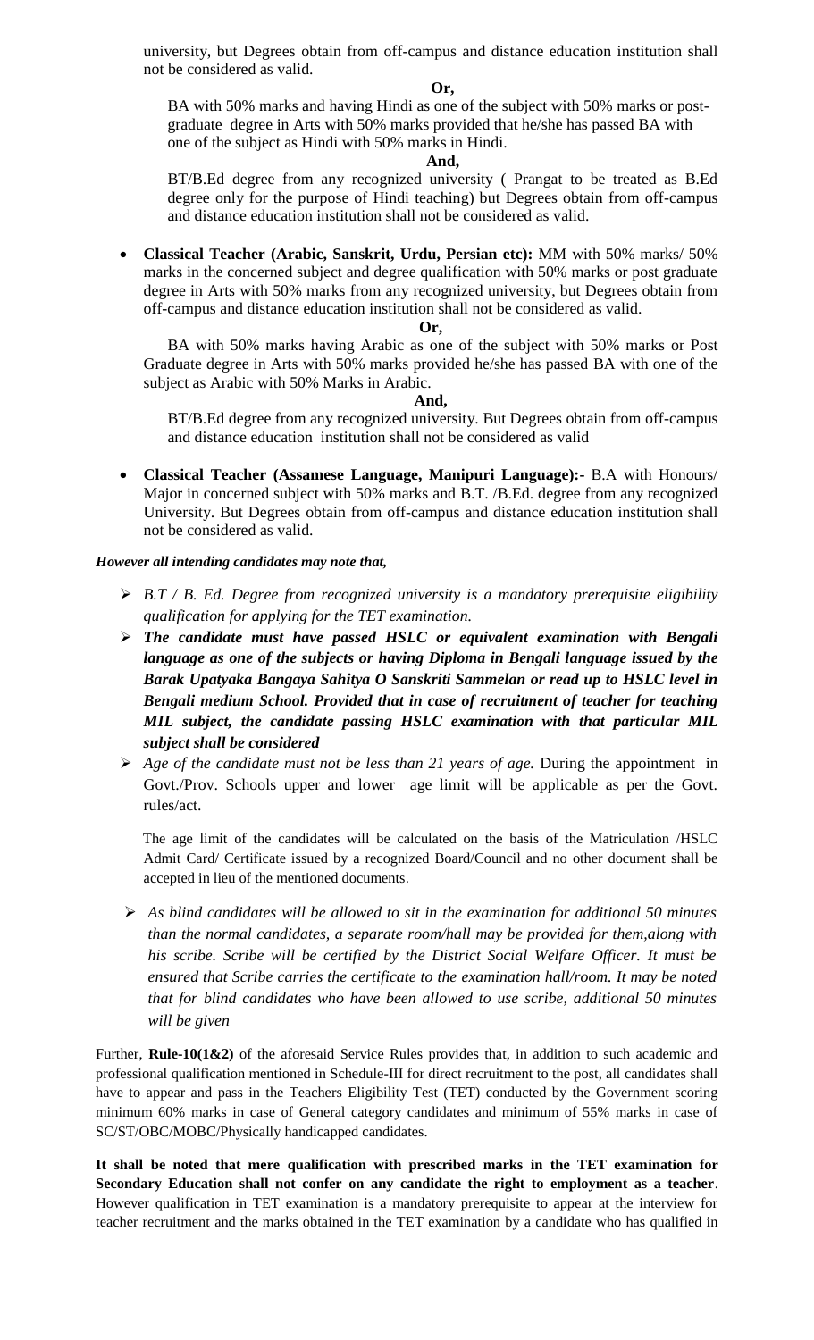university, but Degrees obtain from off-campus and distance education institution shall not be considered as valid.

**Or,**

BA with 50% marks and having Hindi as one of the subject with 50% marks or post-graduate degree in Arts with 50% marks provided that he/she has passed BA with one of the subject as Hindi with 50% marks in Hindi.

**And,**

BT/B.Ed degree from any recognized university ( Prangat to be treated as B.Ed degree only for the purpose of Hindi teaching) but Degrees obtain from off-campus and distance education institution shall not be considered as valid.

- **Classical Teacher (Arabic, Sanskrit, Urdu, Persian etc):** MM with 50% marks/ 50% marks in the concerned subject and degree qualification with 50% marks or post graduate degree in Arts with 50% marks from any recognized university, but Degrees obtain from off-campus and distance education institution shall not be considered as valid.

**Or,**

BA with 50% marks having Arabic as one of the subject with 50% marks or Post Graduate degree in Arts with 50% marks provided he/she has passed BA with one of the subject as Arabic with 50% Marks in Arabic.

**And,**

BT/B.Ed degree from any recognized university. But Degrees obtain from off-campus and distance education institution shall not be considered as valid

- **Classical Teacher (Assamese Language, Manipuri Language):-** B.A with Honours/ Major in concerned subject with 50% marks and B.T. /B.Ed. degree from any recognized University. But Degrees obtain from off-campus and distance education institution shall not be considered as valid.

***However all intending candidates may note that,***

- *B.T / B. Ed. Degree from recognized university is a mandatory prerequisite eligibility qualification for applying for the TET examination.*
- ***The candidate must have passed HSLC or equivalent examination with Bengali language as one of the subjects or having Diploma in Bengali language issued by the Barak Upatyaka Bangaya Sahitya O Sanskriti Sammelan or read up to HSLC level in Bengali medium School. Provided that in case of recruitment of teacher for teaching MIL subject, the candidate passing HSLC examination with that particular MIL subject shall be considered***
- *Age of the candidate must not be less than 21 years of age.* During the appointment in Govt./Prov. Schools upper and lower age limit will be applicable as per the Govt. rules/act.

  The age limit of the candidates will be calculated on the basis of the Matriculation /HSLC Admit Card/ Certificate issued by a recognized Board/Council and no other document shall be accepted in lieu of the mentioned documents.

- *As blind candidates will be allowed to sit in the examination for additional 50 minutes than the normal candidates, a separate room/hall may be provided for them,along with his scribe. Scribe will be certified by the District Social Welfare Officer. It must be ensured that Scribe carries the certificate to the examination hall/room. It may be noted that for blind candidates who have been allowed to use scribe, additional 50 minutes will be given*

Further, **Rule-10(1&2)** of the aforesaid Service Rules provides that, in addition to such academic and professional qualification mentioned in Schedule-III for direct recruitment to the post, all candidates shall have to appear and pass in the Teachers Eligibility Test (TET) conducted by the Government scoring minimum 60% marks in case of General category candidates and minimum of 55% marks in case of SC/ST/OBC/MOBC/Physically handicapped candidates.

**It shall be noted that mere qualification with prescribed marks in the TET examination for Secondary Education shall not confer on any candidate the right to employment as a teacher**. However qualification in TET examination is a mandatory prerequisite to appear at the interview for teacher recruitment and the marks obtained in the TET examination by a candidate who has qualified in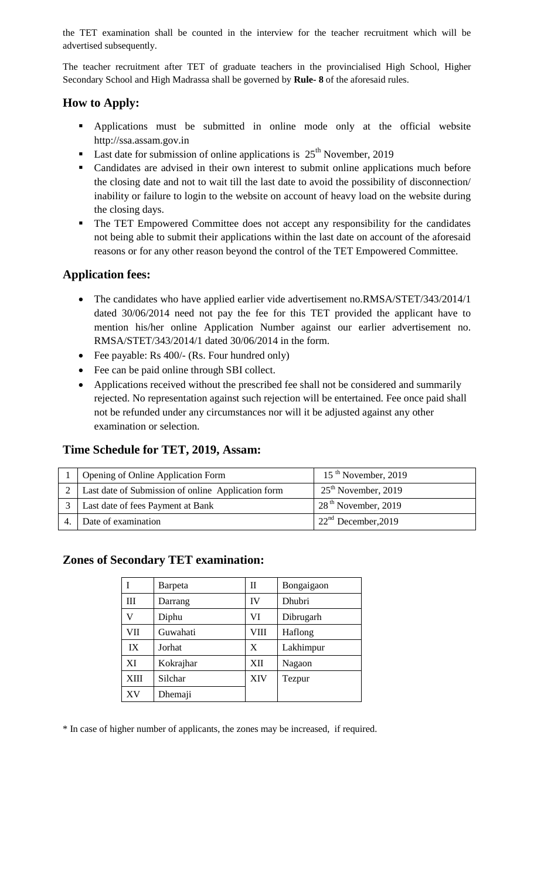the TET examination shall be counted in the interview for the teacher recruitment which will be advertised subsequently.

The teacher recruitment after TET of graduate teachers in the provincialised High School, Higher Secondary School and High Madrassa shall be governed by **Rule- 8** of the aforesaid rules.

## How to Apply:

- Applications must be submitted in online mode only at the official website http://ssa.assam.gov.in
- Last date for submission of online applications is 25th November, 2019
- Candidates are advised in their own interest to submit online applications much before the closing date and not to wait till the last date to avoid the possibility of disconnection/ inability or failure to login to the website on account of heavy load on the website during the closing days.
- The TET Empowered Committee does not accept any responsibility for the candidates not being able to submit their applications within the last date on account of the aforesaid reasons or for any other reason beyond the control of the TET Empowered Committee.

## Application fees:

- The candidates who have applied earlier vide advertisement no.RMSA/STET/343/2014/1 dated 30/06/2014 need not pay the fee for this TET provided the applicant have to mention his/her online Application Number against our earlier advertisement no. RMSA/STET/343/2014/1 dated 30/06/2014 in the form.
- Fee payable: Rs 400/- (Rs. Four hundred only)
- Fee can be paid online through SBI collect.
- Applications received without the prescribed fee shall not be considered and summarily rejected. No representation against such rejection will be entertained. Fee once paid shall not be refunded under any circumstances nor will it be adjusted against any other examination or selection.

## Time Schedule for TET, 2019, Assam:

| | | |
|---|---|---|
| 1 | Opening of Online Application Form | 15th November, 2019 |
| 2 | Last date of Submission of online Application form | 25th November, 2019 |
| 3 | Last date of fees Payment at Bank | 28th November, 2019 |
| 4. | Date of examination | 22nd December,2019 |

## Zones of Secondary TET examination:

| | | | |
|---|---|---|---|
| I | Barpeta | II | Bongaigaon |
| III | Darrang | IV | Dhubri |
| V | Diphu | VI | Dibrugarh |
| VII | Guwahati | VIII | Haflong |
| IX | Jorhat | X | Lakhimpur |
| XI | Kokrajhar | XII | Nagaon |
| XIII | Silchar | XIV | Tezpur |
| XV | Dhemaji | | |

* In case of higher number of applicants, the zones may be increased, if required.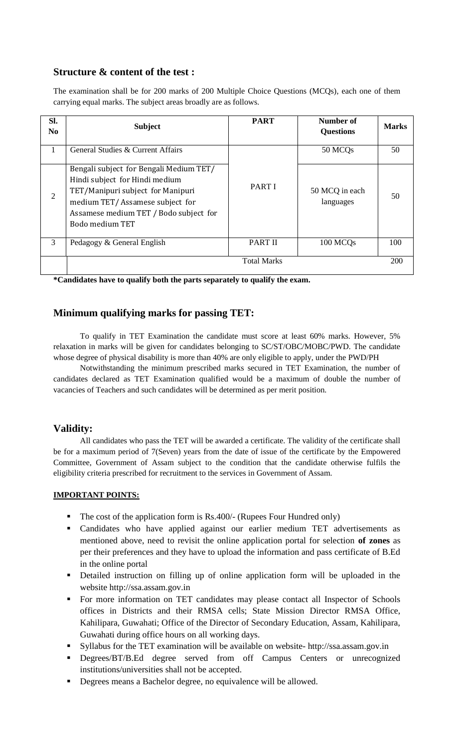## Structure & content of the test :

The examination shall be for 200 marks of 200 Multiple Choice Questions (MCQs), each one of them carrying equal marks. The subject areas broadly are as follows.

| Sl. No | Subject | PART | Number of Questions | Marks |
|---|---|---|---|---|
| 1 | General Studies & Current Affairs | PART I | 50 MCQs | 50 |
| 2 | Bengali subject for Bengali Medium TET/ Hindi subject for Hindi medium TET/Manipuri subject for Manipuri medium TET/ Assamese subject for Assamese medium TET / Bodo subject for Bodo medium TET | | 50 MCQ in each languages | 50 |
| 3 | Pedagogy & General English | PART II | 100 MCQs | 100 |
| | Total Marks | | | 200 |

**\*Candidates have to qualify both the parts separately to qualify the exam.**

## Minimum qualifying marks for passing TET:

To qualify in TET Examination the candidate must score at least 60% marks. However, 5% relaxation in marks will be given for candidates belonging to SC/ST/OBC/MOBC/PWD. The candidate whose degree of physical disability is more than 40% are only eligible to apply, under the PWD/PH

Notwithstanding the minimum prescribed marks secured in TET Examination, the number of candidates declared as TET Examination qualified would be a maximum of double the number of vacancies of Teachers and such candidates will be determined as per merit position.

## Validity:

All candidates who pass the TET will be awarded a certificate. The validity of the certificate shall be for a maximum period of 7(Seven) years from the date of issue of the certificate by the Empowered Committee, Government of Assam subject to the condition that the candidate otherwise fulfils the eligibility criteria prescribed for recruitment to the services in Government of Assam.

**IMPORTANT POINTS:**

- The cost of the application form is Rs.400/- (Rupees Four Hundred only)
- Candidates who have applied against our earlier medium TET advertisements as mentioned above, need to revisit the online application portal for selection **of zones** as per their preferences and they have to upload the information and pass certificate of B.Ed in the online portal
- Detailed instruction on filling up of online application form will be uploaded in the website http://ssa.assam.gov.in
- For more information on TET candidates may please contact all Inspector of Schools offices in Districts and their RMSA cells; State Mission Director RMSA Office, Kahilipara, Guwahati; Office of the Director of Secondary Education, Assam, Kahilipara, Guwahati during office hours on all working days.
- Syllabus for the TET examination will be available on website- http://ssa.assam.gov.in
- Degrees/BT/B.Ed degree served from off Campus Centers or unrecognized institutions/universities shall not be accepted.
- Degrees means a Bachelor degree, no equivalence will be allowed.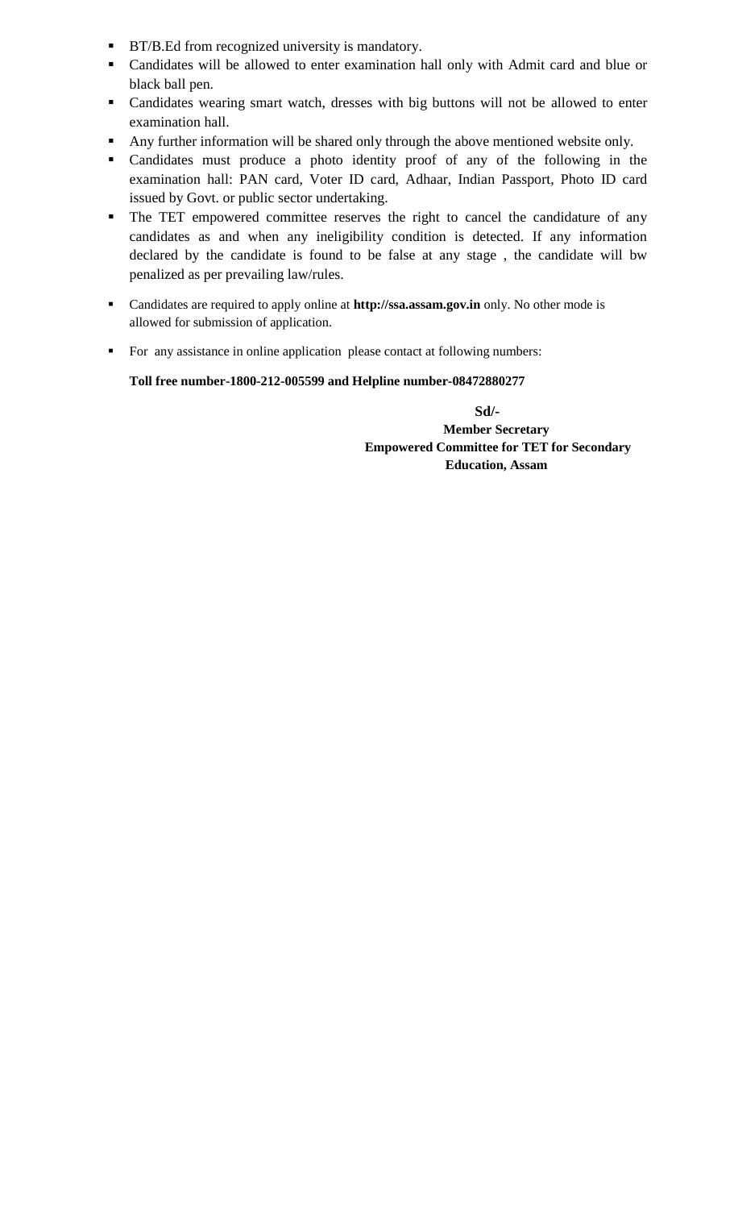- BT/B.Ed from recognized university is mandatory.
- Candidates will be allowed to enter examination hall only with Admit card and blue or black ball pen.
- Candidates wearing smart watch, dresses with big buttons will not be allowed to enter examination hall.
- Any further information will be shared only through the above mentioned website only.
- Candidates must produce a photo identity proof of any of the following in the examination hall: PAN card, Voter ID card, Adhaar, Indian Passport, Photo ID card issued by Govt. or public sector undertaking.
- The TET empowered committee reserves the right to cancel the candidature of any candidates as and when any ineligibility condition is detected. If any information declared by the candidate is found to be false at any stage , the candidate will bw penalized as per prevailing law/rules.
- Candidates are required to apply online at **http://ssa.assam.gov.in** only. No other mode is allowed for submission of application.
- For any assistance in online application please contact at following numbers:

**Toll free number-1800-212-005599 and Helpline number-08472880277**

**Sd/-**

**Member Secretary**
**Empowered Committee for TET for Secondary Education, Assam**